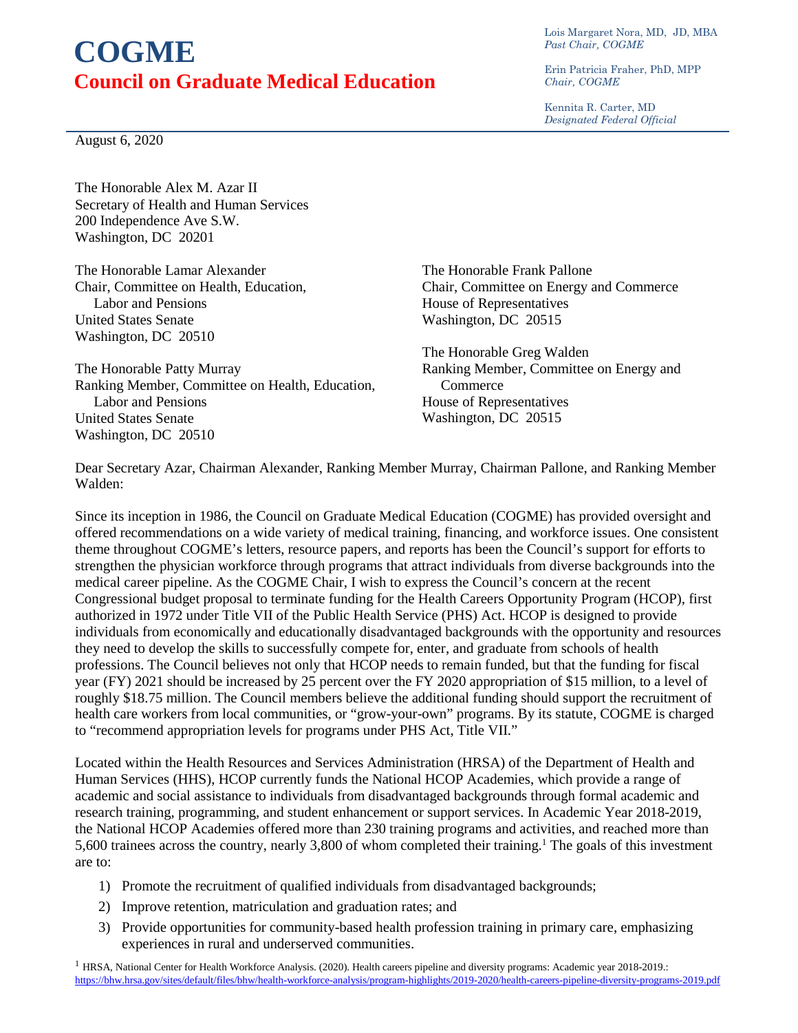# COGME

## Council on Graduate Medical Education

Lois Margaret Nora, MD, JD, MBA
*Past Chair, COGME*

Erin Patricia Fraher, PhD, MPP
*Chair, COGME*

Kennita R. Carter, MD
*Designated Federal Official*

August 6, 2020

The Honorable Alex M. Azar II
Secretary of Health and Human Services
200 Independence Ave S.W.
Washington, DC 20201

The Honorable Lamar Alexander
Chair, Committee on Health, Education, Labor and Pensions
United States Senate
Washington, DC 20510

The Honorable Patty Murray
Ranking Member, Committee on Health, Education, Labor and Pensions
United States Senate
Washington, DC 20510

The Honorable Frank Pallone
Chair, Committee on Energy and Commerce
House of Representatives
Washington, DC 20515

The Honorable Greg Walden
Ranking Member, Committee on Energy and Commerce
House of Representatives
Washington, DC 20515

Dear Secretary Azar, Chairman Alexander, Ranking Member Murray, Chairman Pallone, and Ranking Member Walden:

Since its inception in 1986, the Council on Graduate Medical Education (COGME) has provided oversight and offered recommendations on a wide variety of medical training, financing, and workforce issues. One consistent theme throughout COGME's letters, resource papers, and reports has been the Council's support for efforts to strengthen the physician workforce through programs that attract individuals from diverse backgrounds into the medical career pipeline. As the COGME Chair, I wish to express the Council's concern at the recent Congressional budget proposal to terminate funding for the Health Careers Opportunity Program (HCOP), first authorized in 1972 under Title VII of the Public Health Service (PHS) Act. HCOP is designed to provide individuals from economically and educationally disadvantaged backgrounds with the opportunity and resources they need to develop the skills to successfully compete for, enter, and graduate from schools of health professions. The Council believes not only that HCOP needs to remain funded, but that the funding for fiscal year (FY) 2021 should be increased by 25 percent over the FY 2020 appropriation of $15 million, to a level of roughly $18.75 million. The Council members believe the additional funding should support the recruitment of health care workers from local communities, or "grow-your-own" programs. By its statute, COGME is charged to "recommend appropriation levels for programs under PHS Act, Title VII."

Located within the Health Resources and Services Administration (HRSA) of the Department of Health and Human Services (HHS), HCOP currently funds the National HCOP Academies, which provide a range of academic and social assistance to individuals from disadvantaged backgrounds through formal academic and research training, programming, and student enhancement or support services. In Academic Year 2018-2019, the National HCOP Academies offered more than 230 training programs and activities, and reached more than 5,600 trainees across the country, nearly 3,800 of whom completed their training.[1] The goals of this investment are to:

1) Promote the recruitment of qualified individuals from disadvantaged backgrounds;
2) Improve retention, matriculation and graduation rates; and
3) Provide opportunities for community-based health profession training in primary care, emphasizing experiences in rural and underserved communities.

[1] HRSA, National Center for Health Workforce Analysis. (2020). Health careers pipeline and diversity programs: Academic year 2018-2019.: https://bhw.hrsa.gov/sites/default/files/bhw/health-workforce-analysis/program-highlights/2019-2020/health-careers-pipeline-diversity-programs-2019.pdf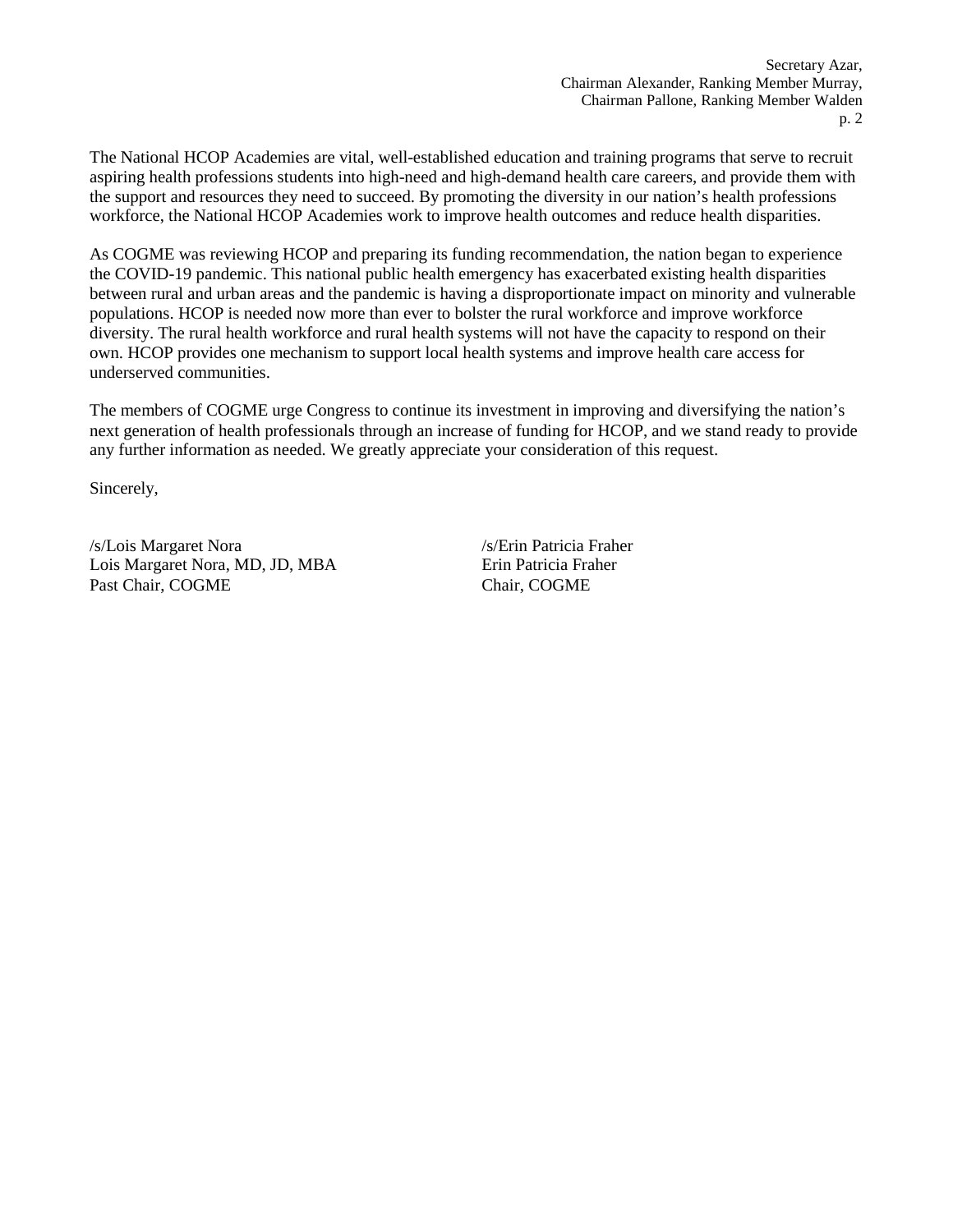The National HCOP Academies are vital, well-established education and training programs that serve to recruit aspiring health professions students into high-need and high-demand health care careers, and provide them with the support and resources they need to succeed. By promoting the diversity in our nation's health professions workforce, the National HCOP Academies work to improve health outcomes and reduce health disparities.

As COGME was reviewing HCOP and preparing its funding recommendation, the nation began to experience the COVID-19 pandemic. This national public health emergency has exacerbated existing health disparities between rural and urban areas and the pandemic is having a disproportionate impact on minority and vulnerable populations. HCOP is needed now more than ever to bolster the rural workforce and improve workforce diversity. The rural health workforce and rural health systems will not have the capacity to respond on their own. HCOP provides one mechanism to support local health systems and improve health care access for underserved communities.

The members of COGME urge Congress to continue its investment in improving and diversifying the nation's next generation of health professionals through an increase of funding for HCOP, and we stand ready to provide any further information as needed. We greatly appreciate your consideration of this request.

Sincerely,

/s/Lois Margaret Nora
Lois Margaret Nora, MD, JD, MBA
Past Chair, COGME

/s/Erin Patricia Fraher
Erin Patricia Fraher
Chair, COGME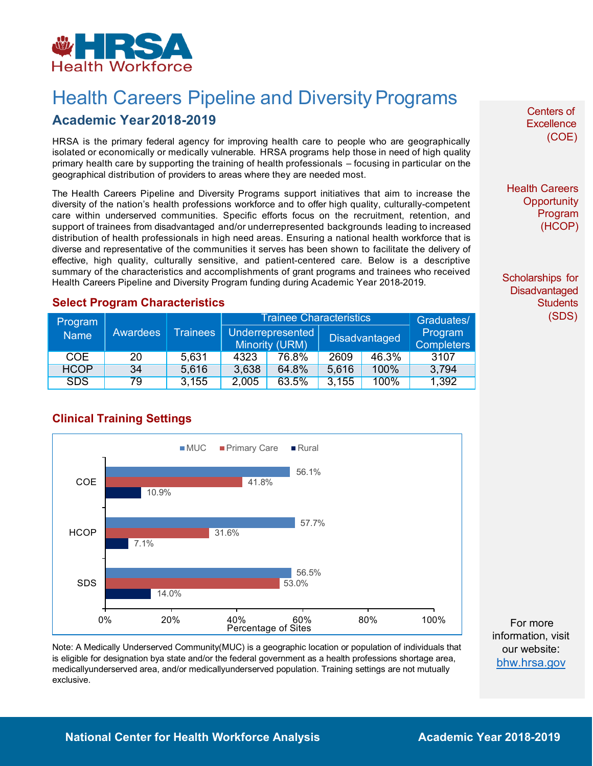# Health Careers Pipeline and Diversity Programs

## Academic Year 2018-2019

HRSA is the primary federal agency for improving health care to people who are geographically isolated or economically or medically vulnerable. HRSA programs help those in need of high quality primary health care by supporting the training of health professionals – focusing in particular on the geographical distribution of providers to areas where they are needed most.

The Health Careers Pipeline and Diversity Programs support initiatives that aim to increase the diversity of the nation's health professions workforce and to offer high quality, culturally-competent care within underserved communities. Specific efforts focus on the recruitment, retention, and support of trainees from disadvantaged and/or underrepresented backgrounds leading to increased distribution of health professionals in high need areas. Ensuring a national health workforce that is diverse and representative of the communities it serves has been shown to facilitate the delivery of effective, high quality, culturally sensitive, and patient-centered care. Below is a descriptive summary of the characteristics and accomplishments of grant programs and trainees who received Health Careers Pipeline and Diversity Program funding during Academic Year 2018-2019.

### Select Program Characteristics

| Program Name | Awardees | Trainees | Trainee Characteristics | | | | Graduates/ Program Completers |
|---|---|---|---|---|---|---|---|
| | | | Underrepresented Minority (URM) | | Disadvantaged | | |
| COE | 20 | 5,631 | 4323 | 76.8% | 2609 | 46.3% | 3107 |
| HCOP | 34 | 5,616 | 3,638 | 64.8% | 5,616 | 100% | 3,794 |
| SDS | 79 | 3,155 | 2,005 | 63.5% | 3,155 | 100% | 1,392 |

### Clinical Training Settings

| Program | MUC | Primary Care | Rural |
|---|---|---|---|
| COE | 56.1% | 41.8% | 10.9% |
| HCOP | 57.7% | 31.6% | 7.1% |
| SDS | 56.5% | 53.0% | 14.0% |

Percentage of Sites

Note: A Medically Underserved Community(MUC) is a geographic location or population of individuals that is eligible for designation bya state and/or the federal government as a health professions shortage area, medicallyunderserved area, and/or medicallyunderserved population. Training settings are not mutually exclusive.

Centers of Excellence (COE)

Health Careers Opportunity Program (HCOP)

Scholarships for Disadvantaged Students (SDS)

For more information, visit our website: bhw.hrsa.gov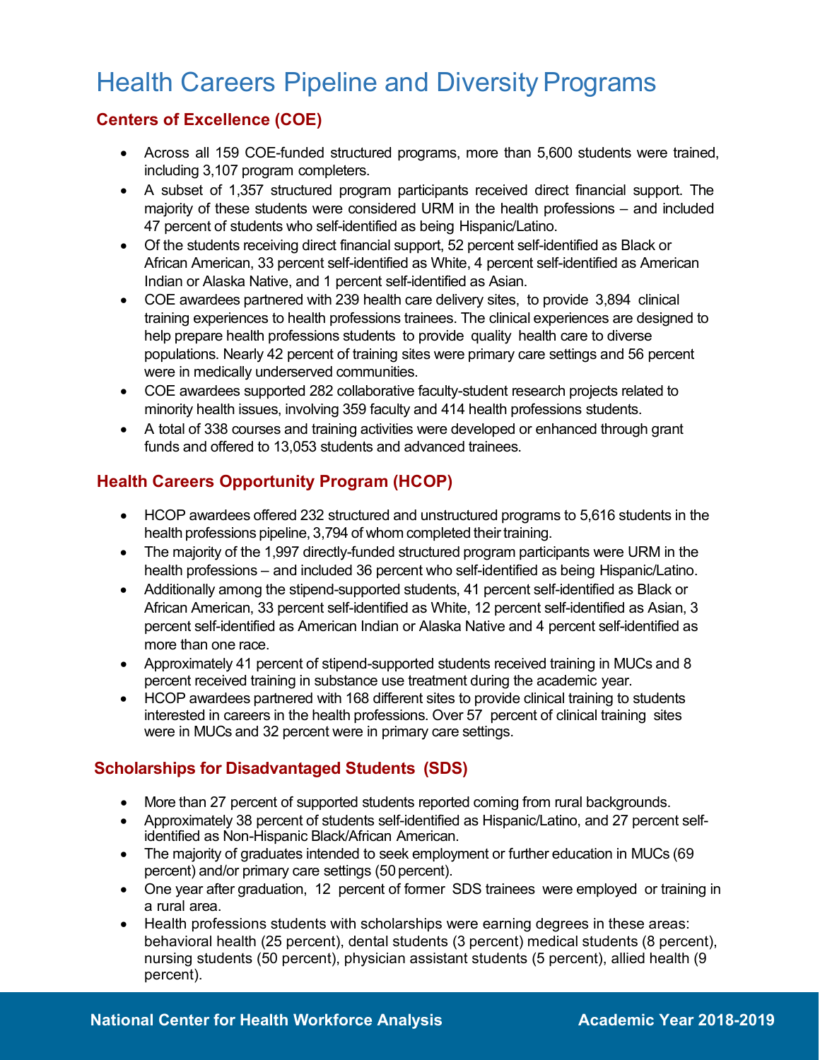# Health Careers Pipeline and Diversity Programs

## Centers of Excellence (COE)

- Across all 159 COE-funded structured programs, more than 5,600 students were trained, including 3,107 program completers.
- A subset of 1,357 structured program participants received direct financial support. The majority of these students were considered URM in the health professions – and included 47 percent of students who self-identified as being Hispanic/Latino.
- Of the students receiving direct financial support, 52 percent self-identified as Black or African American, 33 percent self-identified as White, 4 percent self-identified as American Indian or Alaska Native, and 1 percent self-identified as Asian.
- COE awardees partnered with 239 health care delivery sites, to provide 3,894 clinical training experiences to health professions trainees. The clinical experiences are designed to help prepare health professions students to provide quality health care to diverse populations. Nearly 42 percent of training sites were primary care settings and 56 percent were in medically underserved communities.
- COE awardees supported 282 collaborative faculty-student research projects related to minority health issues, involving 359 faculty and 414 health professions students.
- A total of 338 courses and training activities were developed or enhanced through grant funds and offered to 13,053 students and advanced trainees.

## Health Careers Opportunity Program (HCOP)

- HCOP awardees offered 232 structured and unstructured programs to 5,616 students in the health professions pipeline, 3,794 of whom completed their training.
- The majority of the 1,997 directly-funded structured program participants were URM in the health professions – and included 36 percent who self-identified as being Hispanic/Latino.
- Additionally among the stipend-supported students, 41 percent self-identified as Black or African American, 33 percent self-identified as White, 12 percent self-identified as Asian, 3 percent self-identified as American Indian or Alaska Native and 4 percent self-identified as more than one race.
- Approximately 41 percent of stipend-supported students received training in MUCs and 8 percent received training in substance use treatment during the academic year.
- HCOP awardees partnered with 168 different sites to provide clinical training to students interested in careers in the health professions. Over 57 percent of clinical training sites were in MUCs and 32 percent were in primary care settings.

## Scholarships for Disadvantaged Students (SDS)

- More than 27 percent of supported students reported coming from rural backgrounds.
- Approximately 38 percent of students self-identified as Hispanic/Latino, and 27 percent self-identified as Non-Hispanic Black/African American.
- The majority of graduates intended to seek employment or further education in MUCs (69 percent) and/or primary care settings (50 percent).
- One year after graduation, 12 percent of former SDS trainees were employed or training in a rural area.
- Health professions students with scholarships were earning degrees in these areas: behavioral health (25 percent), dental students (3 percent) medical students (8 percent), nursing students (50 percent), physician assistant students (5 percent), allied health (9 percent).